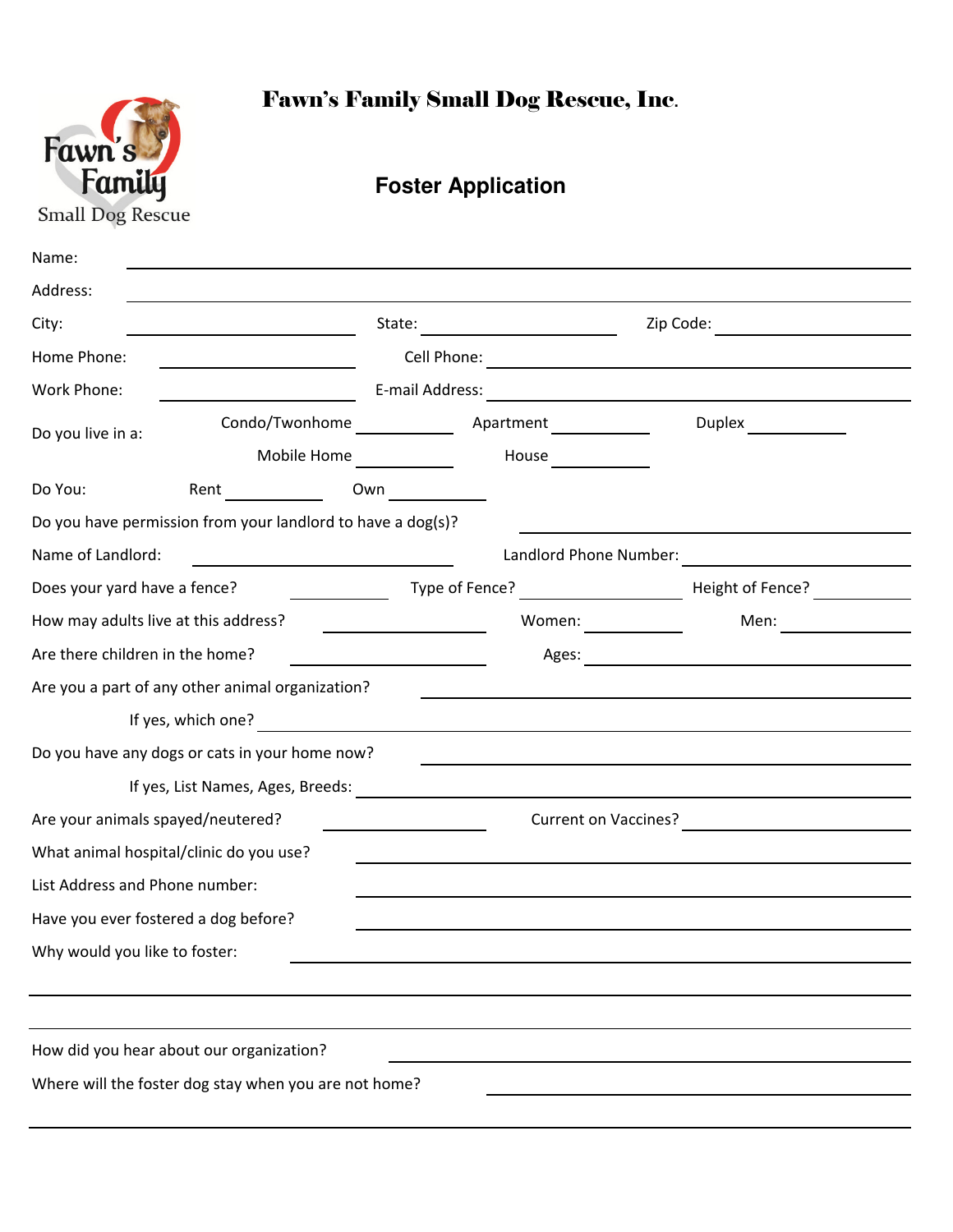# Fawn's Family Small Dog Rescue, Inc.

## Foster Application

Name: ______________________________

Address: ______________________________

City: ____________ State: ____________ Zip Code: ____________

Home Phone: ____________ Cell Phone: ____________

Work Phone: ____________ E-mail Address: ____________

Do you live in a: Condo/Twonhome ______ Apartment ______ Duplex ______ Mobile Home ______ House ______

Do You: Rent ______ Own ______

Do you have permission from your landlord to have a dog(s)? ____________

Name of Landlord: ____________ Landlord Phone Number: ____________

Does your yard have a fence? ______ Type of Fence? ______ Height of Fence? ______

How may adults live at this address? ______ Women: ______ Men: ______

Are there children in the home? ______ Ages: ______

Are you a part of any other animal organization? ____________

If yes, which one? ____________

Do you have any dogs or cats in your home now? ____________

If yes, List Names, Ages, Breeds: ____________

Are your animals spayed/neutered? ______ Current on Vaccines? ______

What animal hospital/clinic do you use? ____________

List Address and Phone number: ____________

Have you ever fostered a dog before? ____________

Why would you like to foster: ____________

______________________________

______________________________

How did you hear about our organization? ____________

Where will the foster dog stay when you are not home? ____________

______________________________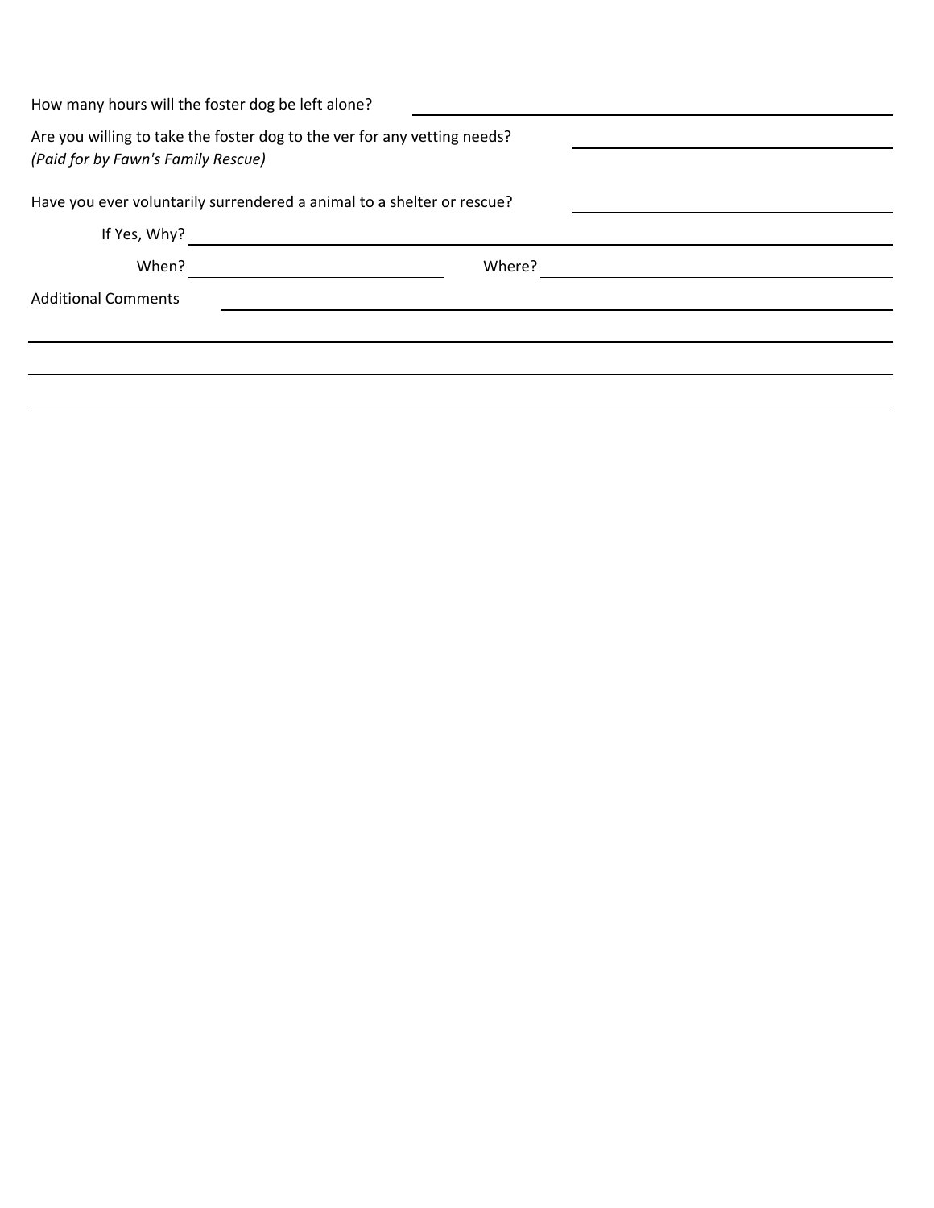How many hours will the foster dog be left alone? ______________________________

Are you willing to take the foster dog to the ver for any vetting needs? ______________________________
*(Paid for by Fawn's Family Rescue)*

Have you ever voluntarily surrendered a animal to a shelter or rescue? ______________________________

If Yes, Why? ______________________________

When? ______________________________ Where? ______________________________

Additional Comments ______________________________

______________________________

______________________________

______________________________